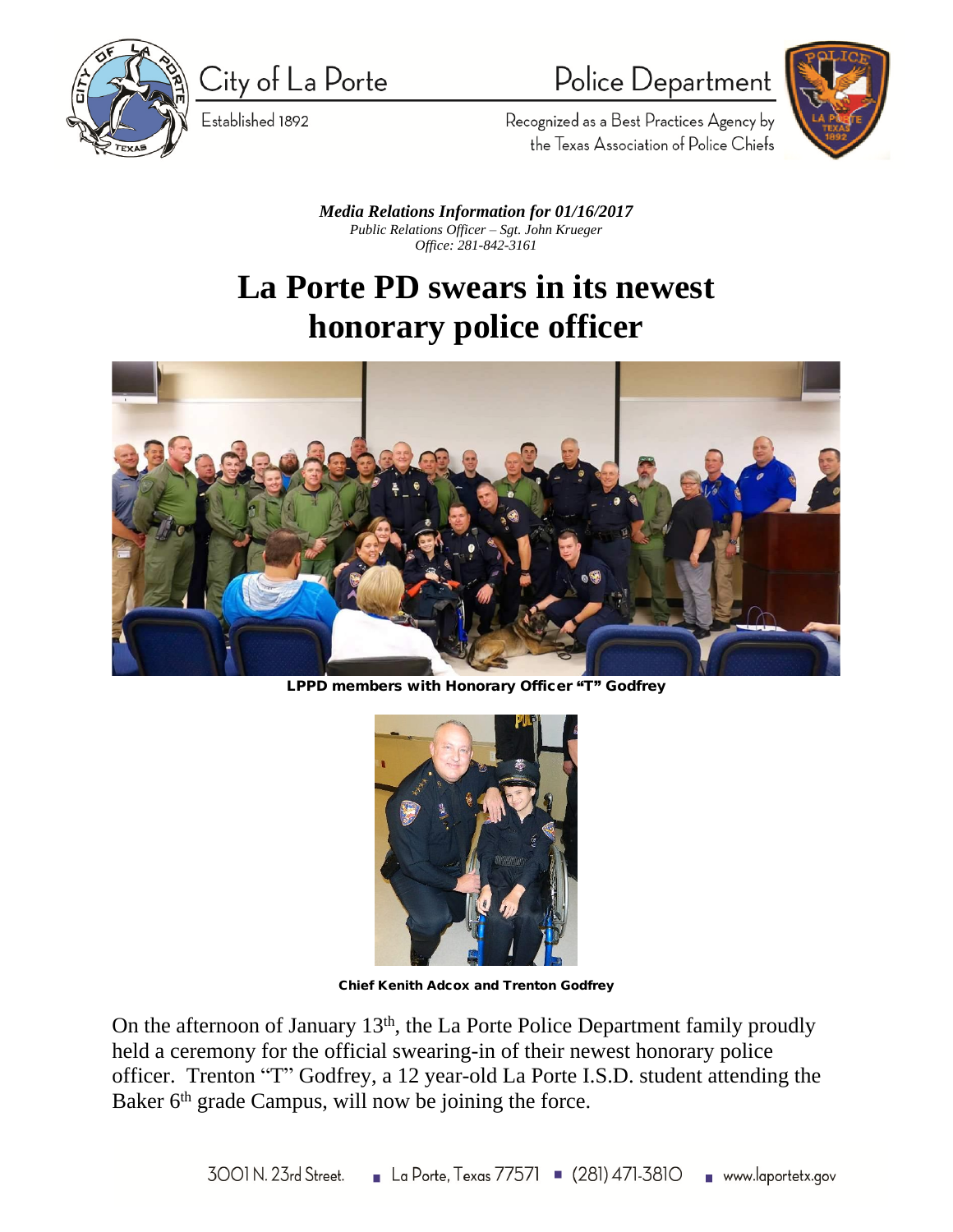City of La Porte

Established 1892

Police Department

Recognized as a Best Practices Agency by the Texas Association of Police Chiefs

***Media Relations Information for 01/16/2017***

*Public Relations Officer – Sgt. John Krueger*

*Office: 281-842-3161*

# La Porte PD swears in its newest honorary police officer

**LPPD members with Honorary Officer "T" Godfrey**

**Chief Kenith Adcox and Trenton Godfrey**

On the afternoon of January 13th, the La Porte Police Department family proudly held a ceremony for the official swearing-in of their newest honorary police officer. Trenton "T" Godfrey, a 12 year-old La Porte I.S.D. student attending the Baker 6th grade Campus, will now be joining the force.

3001 N. 23rd Street. ▪ La Porte, Texas 77571 ▪ (281) 471-3810 ▪ www.laportetx.gov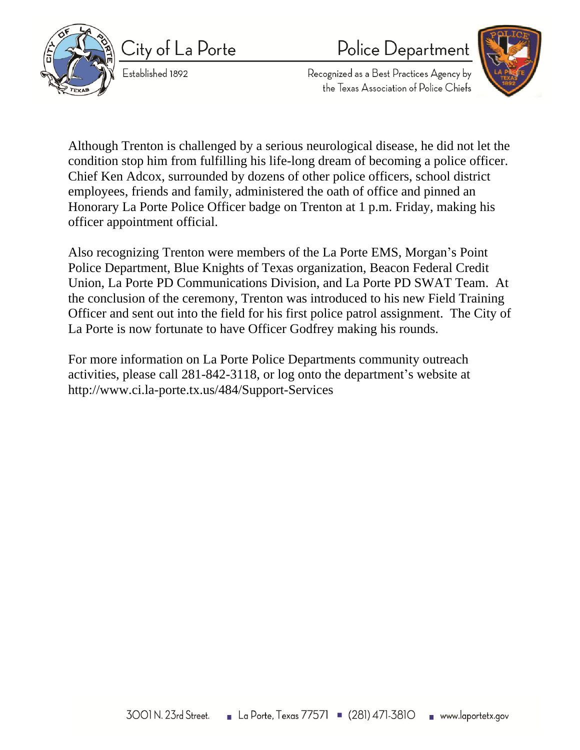Although Trenton is challenged by a serious neurological disease, he did not let the condition stop him from fulfilling his life-long dream of becoming a police officer. Chief Ken Adcox, surrounded by dozens of other police officers, school district employees, friends and family, administered the oath of office and pinned an Honorary La Porte Police Officer badge on Trenton at 1 p.m. Friday, making his officer appointment official.

Also recognizing Trenton were members of the La Porte EMS, Morgan's Point Police Department, Blue Knights of Texas organization, Beacon Federal Credit Union, La Porte PD Communications Division, and La Porte PD SWAT Team. At the conclusion of the ceremony, Trenton was introduced to his new Field Training Officer and sent out into the field for his first police patrol assignment. The City of La Porte is now fortunate to have Officer Godfrey making his rounds.

For more information on La Porte Police Departments community outreach activities, please call 281-842-3118, or log onto the department's website at http://www.ci.la-porte.tx.us/484/Support-Services